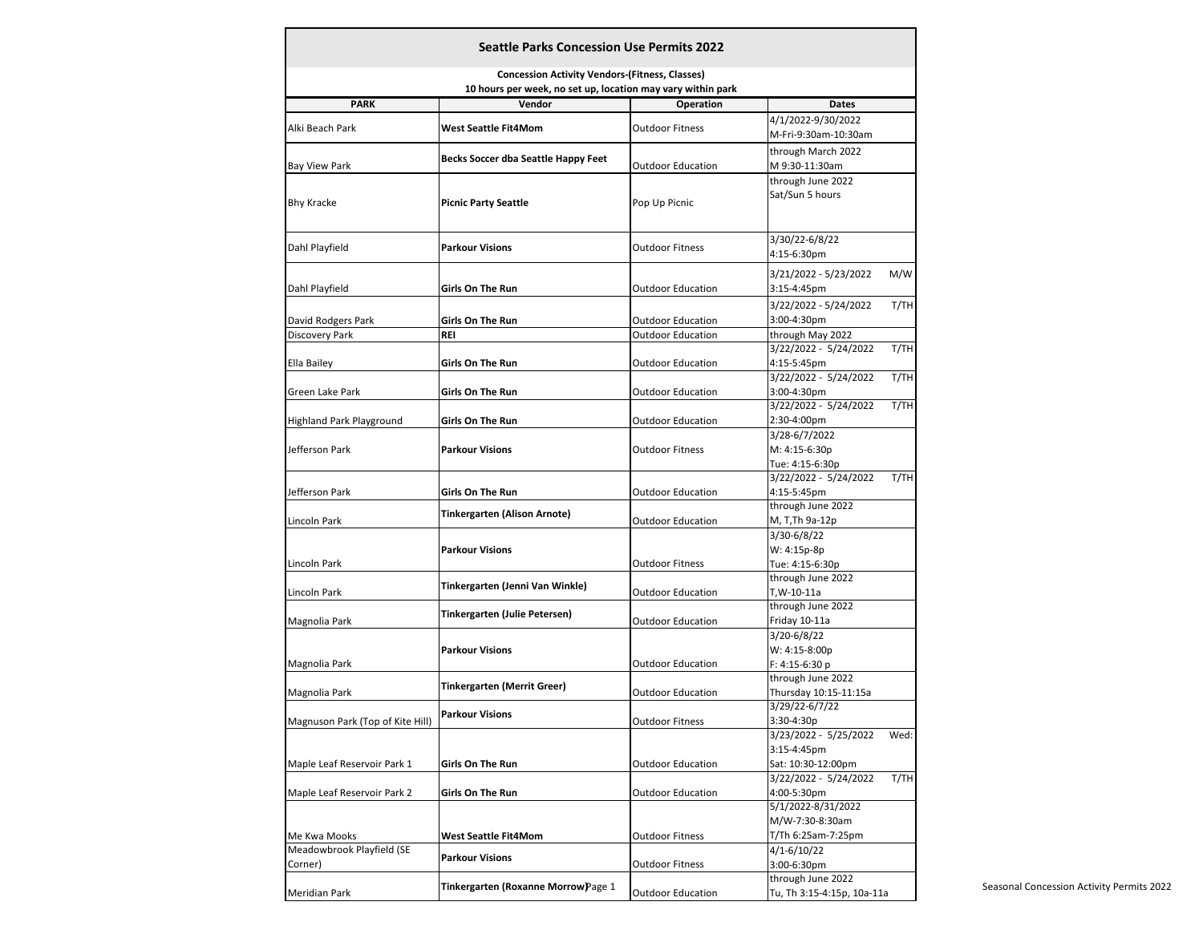# Seattle Parks Concession Use Permits 2022

**Concession Activity Vendors-(Fitness, Classes)**
**10 hours per week, no set up, location may vary within park**

| PARK | Vendor | Operation | Dates |
|---|---|---|---|
| Alki Beach Park | **West Seattle Fit4Mom** | Outdoor Fitness | 4/1/2022-9/30/2022 M-Fri-9:30am-10:30am |
| Bay View Park | **Becks Soccer dba Seattle Happy Feet** | Outdoor Education | through March 2022 M 9:30-11:30am |
| Bhy Kracke | **Picnic Party Seattle** | Pop Up Picnic | through June 2022 Sat/Sun 5 hours |
| Dahl Playfield | **Parkour Visions** | Outdoor Fitness | 3/30/22-6/8/22 4:15-6:30pm |
| Dahl Playfield | **Girls On The Run** | Outdoor Education | 3/21/2022 - 5/23/2022 M/W 3:15-4:45pm |
| David Rodgers Park | **Girls On The Run** | Outdoor Education | 3/22/2022 - 5/24/2022 T/TH 3:00-4:30pm |
| Discovery Park | **REI** | Outdoor Education | through May 2022 |
| Ella Bailey | **Girls On The Run** | Outdoor Education | 3/22/2022 - 5/24/2022 T/TH 4:15-5:45pm |
| Green Lake Park | **Girls On The Run** | Outdoor Education | 3/22/2022 - 5/24/2022 T/TH 3:00-4:30pm |
| Highland Park Playground | **Girls On The Run** | Outdoor Education | 3/22/2022 - 5/24/2022 T/TH 2:30-4:00pm |
| Jefferson Park | **Parkour Visions** | Outdoor Fitness | 3/28-6/7/2022 M: 4:15-6:30p Tue: 4:15-6:30p |
| Jefferson Park | **Girls On The Run** | Outdoor Education | 3/22/2022 - 5/24/2022 T/TH 4:15-5:45pm |
| Lincoln Park | **Tinkergarten (Alison Arnote)** | Outdoor Education | through June 2022 M, T,Th 9a-12p |
| Lincoln Park | **Parkour Visions** | Outdoor Fitness | 3/30-6/8/22 W: 4:15p-8p Tue: 4:15-6:30p |
| Lincoln Park | **Tinkergarten (Jenni Van Winkle)** | Outdoor Education | through June 2022 T,W-10-11a |
| Magnolia Park | **Tinkergarten (Julie Petersen)** | Outdoor Education | through June 2022 Friday 10-11a |
| Magnolia Park | **Parkour Visions** | Outdoor Education | 3/20-6/8/22 W: 4:15-8:00p F: 4:15-6:30 p |
| Magnolia Park | **Tinkergarten (Merrit Greer)** | Outdoor Education | through June 2022 Thursday 10:15-11:15a |
| Magnuson Park (Top of Kite Hill) | **Parkour Visions** | Outdoor Fitness | 3/29/22-6/7/22 3:30-4:30p |
| Maple Leaf Reservoir Park 1 | **Girls On The Run** | Outdoor Education | 3/23/2022 - 5/25/2022 Wed: 3:15-4:45pm Sat: 10:30-12:00pm |
| Maple Leaf Reservoir Park 2 | **Girls On The Run** | Outdoor Education | 3/22/2022 - 5/24/2022 T/TH 4:00-5:30pm |
| Me Kwa Mooks | **West Seattle Fit4Mom** | Outdoor Fitness | 5/1/2022-8/31/2022 M/W-7:30-8:30am T/Th 6:25am-7:25pm |
| Meadowbrook Playfield (SE Corner) | **Parkour Visions** | Outdoor Fitness | 4/1-6/10/22 3:00-6:30pm |
| Meridian Park | **Tinkergarten (Roxanne Morrow)** | Outdoor Education | through June 2022 Tu, Th 3:15-4:15p, 10a-11a |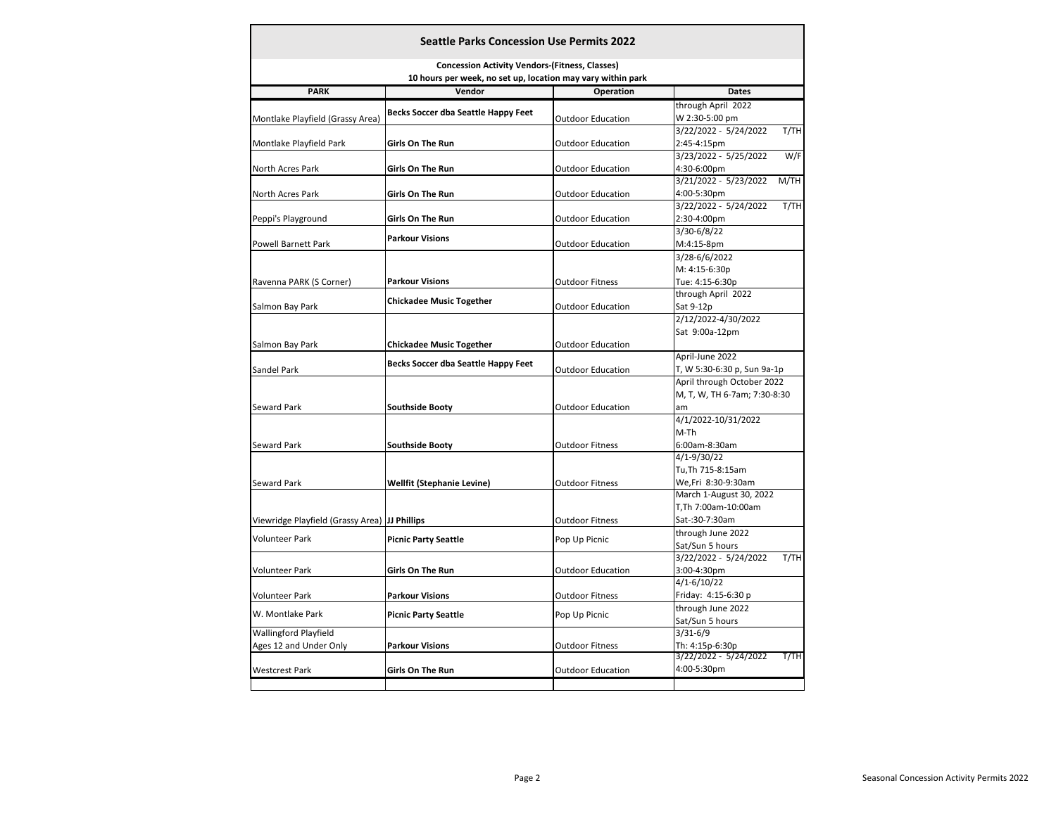## Seattle Parks Concession Use Permits 2022

**Concession Activity Vendors-(Fitness, Classes)**
**10 hours per week, no set up, location may vary within park**

| PARK | Vendor | Operation | Dates |
|---|---|---|---|
| Montlake Playfield (Grassy Area) | **Becks Soccer dba Seattle Happy Feet** | Outdoor Education | through April 2022 W 2:30-5:00 pm |
| Montlake Playfield Park | **Girls On The Run** | Outdoor Education | 3/22/2022 - 5/24/2022 T/TH 2:45-4:15pm |
| North Acres Park | **Girls On The Run** | Outdoor Education | 3/23/2022 - 5/25/2022 W/F 4:30-6:00pm |
| North Acres Park | **Girls On The Run** | Outdoor Education | 3/21/2022 - 5/23/2022 M/TH 4:00-5:30pm |
| Peppi's Playground | **Girls On The Run** | Outdoor Education | 3/22/2022 - 5/24/2022 T/TH 2:30-4:00pm |
| Powell Barnett Park | **Parkour Visions** | Outdoor Education | 3/30-6/8/22 M:4:15-8pm |
| Ravenna PARK (S Corner) | **Parkour Visions** | Outdoor Fitness | 3/28-6/6/2022 M: 4:15-6:30p Tue: 4:15-6:30p |
| Salmon Bay Park | **Chickadee Music Together** | Outdoor Education | through April 2022 Sat 9-12p |
| Salmon Bay Park | **Chickadee Music Together** | Outdoor Education | 2/12/2022-4/30/2022 Sat 9:00a-12pm |
| Sandel Park | **Becks Soccer dba Seattle Happy Feet** | Outdoor Education | April-June 2022 T, W 5:30-6:30 p, Sun 9a-1p |
| Seward Park | **Southside Booty** | Outdoor Education | April through October 2022 M, T, W, TH 6-7am; 7:30-8:30 am |
| Seward Park | **Southside Booty** | Outdoor Fitness | 4/1/2022-10/31/2022 M-Th 6:00am-8:30am |
| Seward Park | **Wellfit (Stephanie Levine)** | Outdoor Fitness | 4/1-9/30/22 Tu,Th 715-8:15am We,Fri 8:30-9:30am |
| Viewridge Playfield (Grassy Area) | **JJ Phillips** | Outdoor Fitness | March 1-August 30, 2022 T,Th 7:00am-10:00am Sat-:30-7:30am |
| Volunteer Park | **Picnic Party Seattle** | Pop Up Picnic | through June 2022 Sat/Sun 5 hours |
| Volunteer Park | **Girls On The Run** | Outdoor Education | 3/22/2022 - 5/24/2022 T/TH 3:00-4:30pm |
| Volunteer Park | **Parkour Visions** | Outdoor Fitness | 4/1-6/10/22 Friday: 4:15-6:30 p |
| W. Montlake Park | **Picnic Party Seattle** | Pop Up Picnic | through June 2022 Sat/Sun 5 hours |
| Wallingford Playfield Ages 12 and Under Only | **Parkour Visions** | Outdoor Fitness | 3/31-6/9 Th: 4:15p-6:30p |
| Westcrest Park | **Girls On The Run** | Outdoor Education | 3/22/2022 - 5/24/2022 T/TH 4:00-5:30pm |